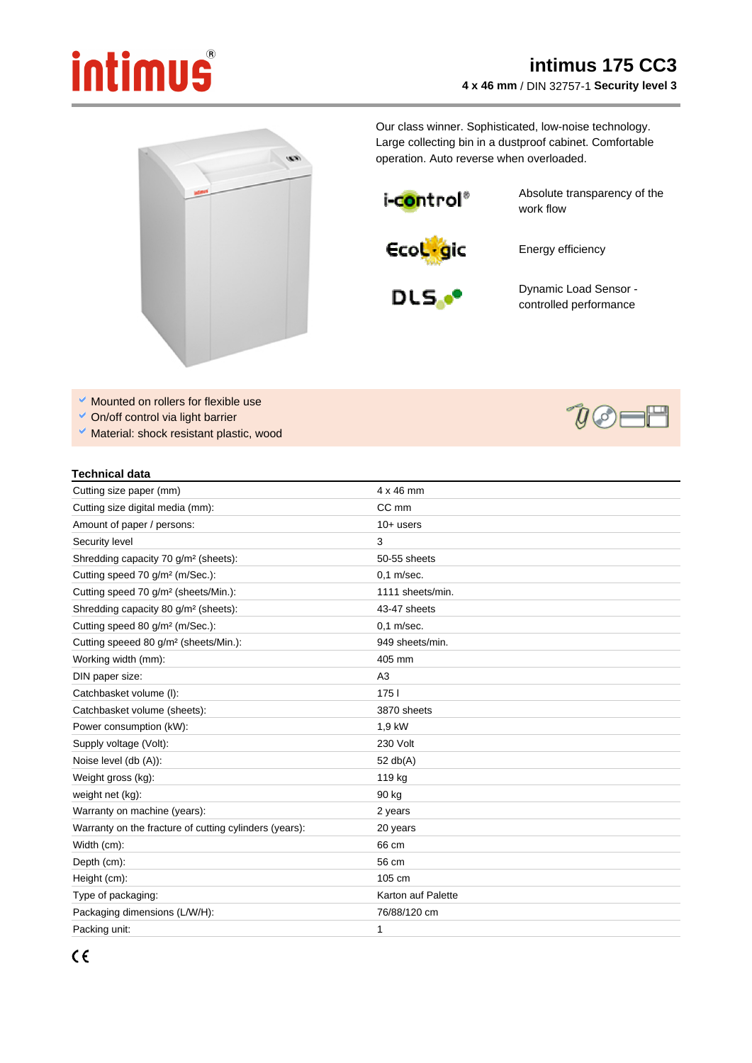# intimus 175 CC3

**4 x 46 mm** / DIN 32757-1 **Security level 3**

Our class winner. Sophisticated, low-noise technology. Large collecting bin in a dustproof cabinet. Comfortable operation. Auto reverse when overloaded.

| | |
|---|---|
| i-control® | Absolute transparency of the work flow |
| EcoLogic | Energy efficiency |
| DLS | Dynamic Load Sensor - controlled performance |

- Mounted on rollers for flexible use
- On/off control via light barrier
- Material: shock resistant plastic, wood

## Technical data

| | |
|---|---|
| Cutting size paper (mm) | 4 x 46 mm |
| Cutting size digital media (mm): | CC mm |
| Amount of paper / persons: | 10+ users |
| Security level | 3 |
| Shredding capacity 70 g/m² (sheets): | 50-55 sheets |
| Cutting speed 70 g/m² (m/Sec.): | 0,1 m/sec. |
| Cutting speed 70 g/m² (sheets/Min.): | 1111 sheets/min. |
| Shredding capacity 80 g/m² (sheets): | 43-47 sheets |
| Cutting speed 80 g/m² (m/Sec.): | 0,1 m/sec. |
| Cutting speeed 80 g/m² (sheets/Min.): | 949 sheets/min. |
| Working width (mm): | 405 mm |
| DIN paper size: | A3 |
| Catchbasket volume (l): | 175 l |
| Catchbasket volume (sheets): | 3870 sheets |
| Power consumption (kW): | 1,9 kW |
| Supply voltage (Volt): | 230 Volt |
| Noise level (db (A)): | 52 db(A) |
| Weight gross (kg): | 119 kg |
| weight net (kg): | 90 kg |
| Warranty on machine (years): | 2 years |
| Warranty on the fracture of cutting cylinders (years): | 20 years |
| Width (cm): | 66 cm |
| Depth (cm): | 56 cm |
| Height (cm): | 105 cm |
| Type of packaging: | Karton auf Palette |
| Packaging dimensions (L/W/H): | 76/88/120 cm |
| Packing unit: | 1 |

CE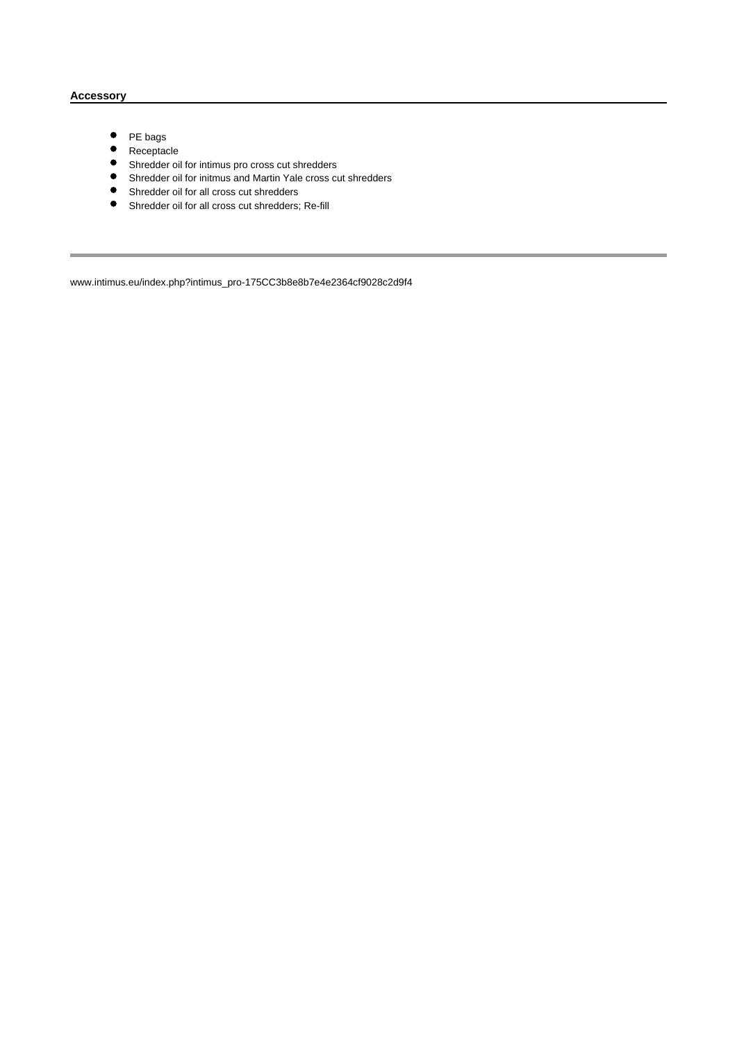**Accessory**

- PE bags
- Receptacle
- Shredder oil for intimus pro cross cut shredders
- Shredder oil for initmus and Martin Yale cross cut shredders
- Shredder oil for all cross cut shredders
- Shredder oil for all cross cut shredders; Re-fill

---

www.intimus.eu/index.php?intimus_pro-175CC3b8e8b7e4e2364cf9028c2d9f4